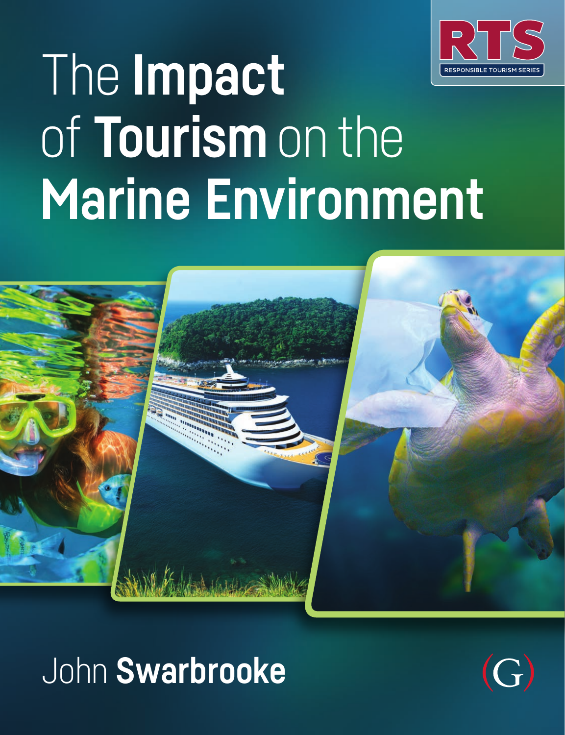RTS

RESPONSIBLE TOURISM SERIES

# The **Impact** of **Tourism** on the **Marine Environment**

John **Swarbrooke**

(G)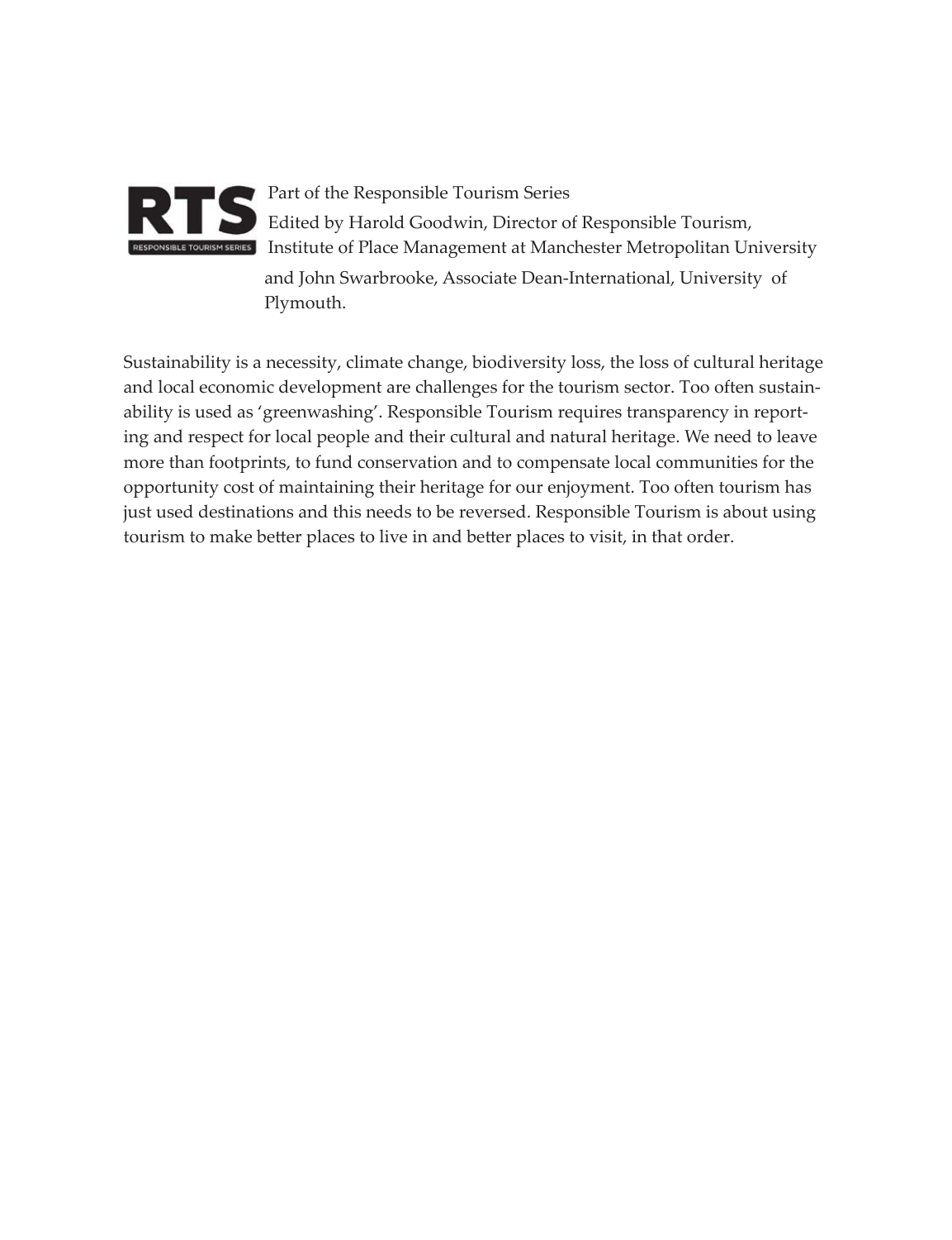RTS RESPONSIBLE TOURISM SERIES

Part of the Responsible Tourism Series
Edited by Harold Goodwin, Director of Responsible Tourism, Institute of Place Management at Manchester Metropolitan University and John Swarbrooke, Associate Dean-International, University of Plymouth.

Sustainability is a necessity, climate change, biodiversity loss, the loss of cultural heritage and local economic development are challenges for the tourism sector. Too often sustainability is used as 'greenwashing'. Responsible Tourism requires transparency in reporting and respect for local people and their cultural and natural heritage. We need to leave more than footprints, to fund conservation and to compensate local communities for the opportunity cost of maintaining their heritage for our enjoyment. Too often tourism has just used destinations and this needs to be reversed. Responsible Tourism is about using tourism to make better places to live in and better places to visit, in that order.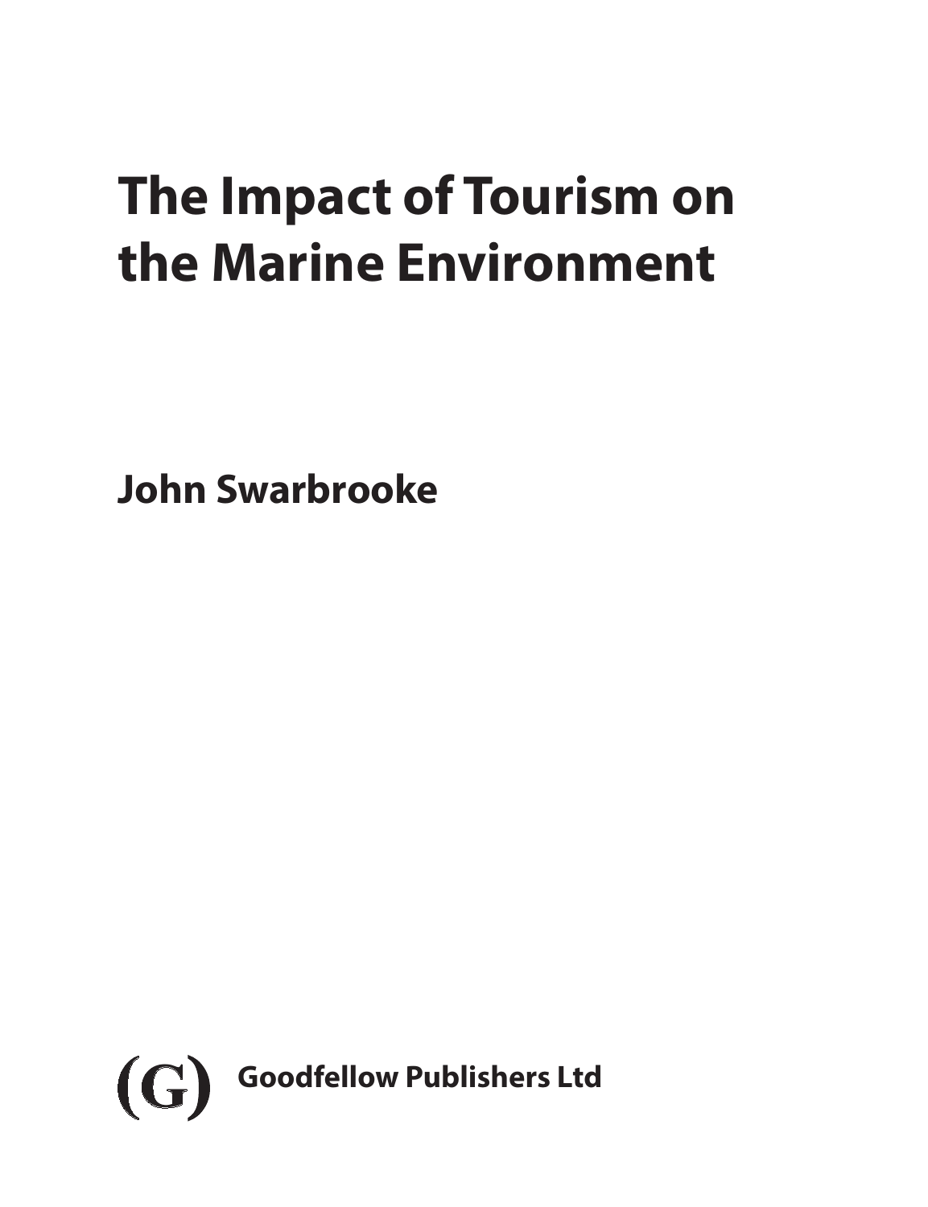# The Impact of Tourism on the Marine Environment

**John Swarbrooke**

(G) **Goodfellow Publishers Ltd**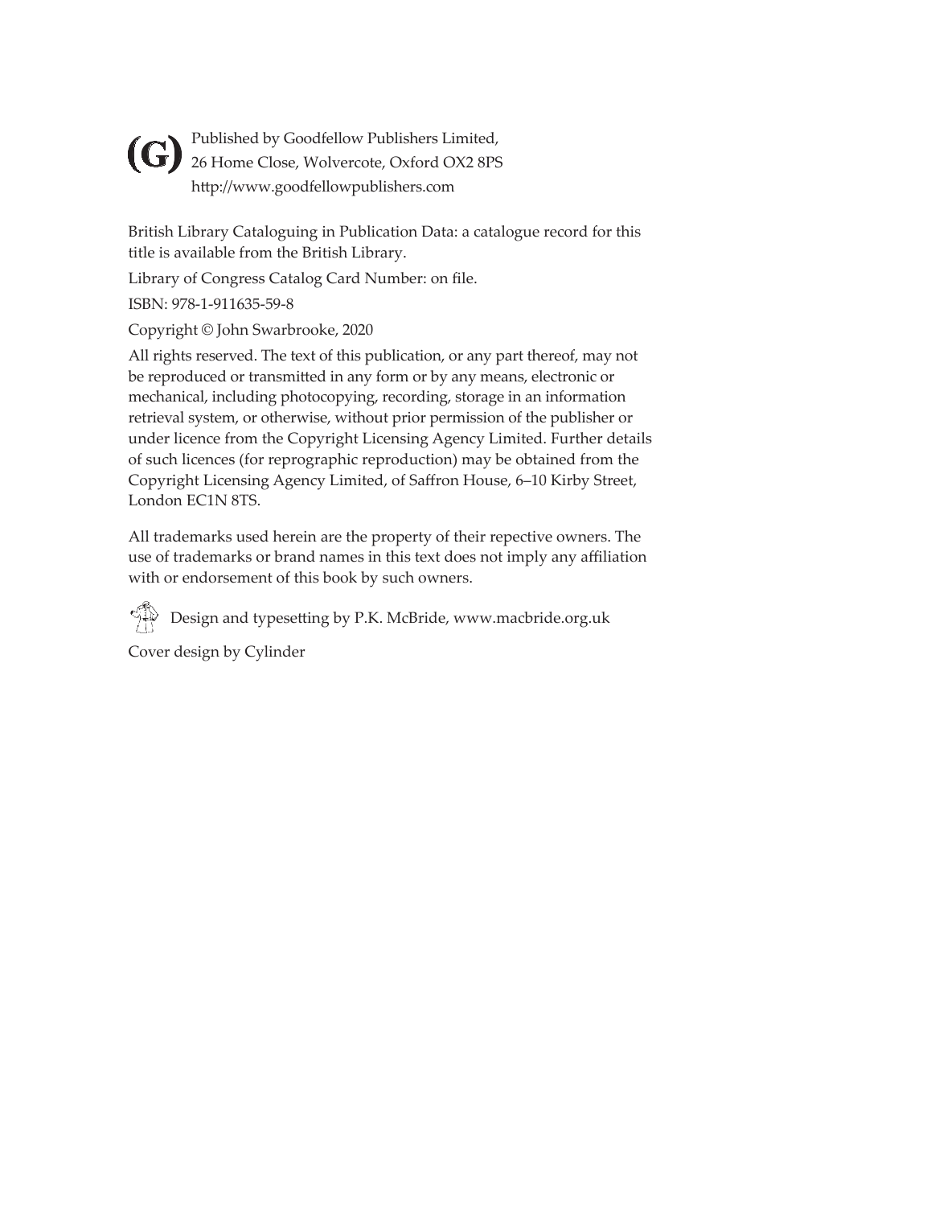Published by Goodfellow Publishers Limited,
26 Home Close, Wolvercote, Oxford OX2 8PS
http://www.goodfellowpublishers.com

British Library Cataloguing in Publication Data: a catalogue record for this title is available from the British Library.

Library of Congress Catalog Card Number: on file.

ISBN: 978-1-911635-59-8

Copyright © John Swarbrooke, 2020

All rights reserved. The text of this publication, or any part thereof, may not be reproduced or transmitted in any form or by any means, electronic or mechanical, including photocopying, recording, storage in an information retrieval system, or otherwise, without prior permission of the publisher or under licence from the Copyright Licensing Agency Limited. Further details of such licences (for reprographic reproduction) may be obtained from the Copyright Licensing Agency Limited, of Saffron House, 6–10 Kirby Street, London EC1N 8TS.

All trademarks used herein are the property of their repective owners. The use of trademarks or brand names in this text does not imply any affiliation with or endorsement of this book by such owners.

Design and typesetting by P.K. McBride, www.macbride.org.uk

Cover design by Cylinder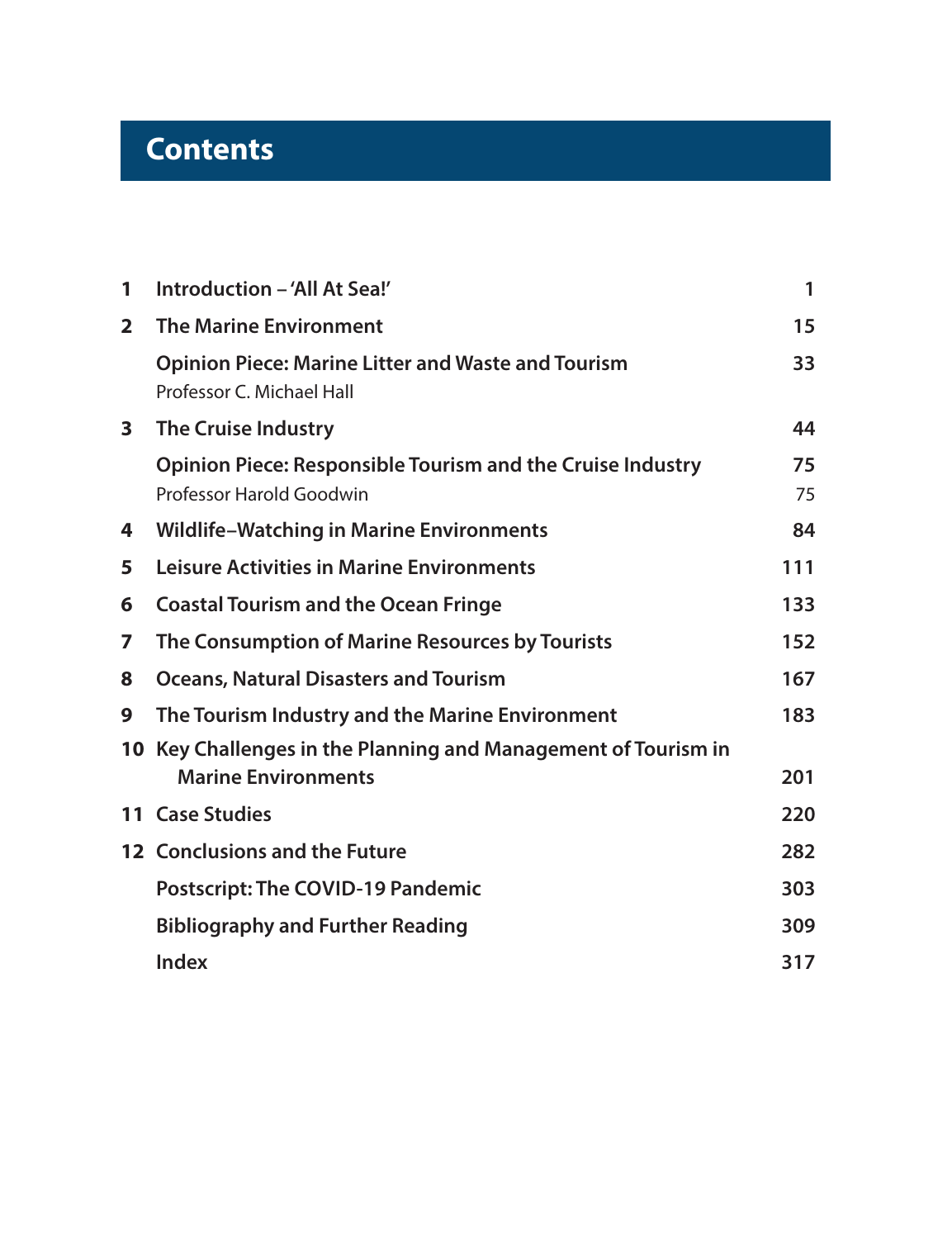# Contents

| | | |
|---|---|---|
| 1 | **Introduction – 'All At Sea!'** | 1 |
| 2 | **The Marine Environment** | 15 |
| | **Opinion Piece: Marine Litter and Waste and Tourism** <br> Professor C. Michael Hall | 33 |
| 3 | **The Cruise Industry** | 44 |
| | **Opinion Piece: Responsible Tourism and the Cruise Industry** <br> Professor Harold Goodwin | 75 <br> 75 |
| 4 | **Wildlife–Watching in Marine Environments** | 84 |
| 5 | **Leisure Activities in Marine Environments** | 111 |
| 6 | **Coastal Tourism and the Ocean Fringe** | 133 |
| 7 | **The Consumption of Marine Resources by Tourists** | 152 |
| 8 | **Oceans, Natural Disasters and Tourism** | 167 |
| 9 | **The Tourism Industry and the Marine Environment** | 183 |
| 10 | **Key Challenges in the Planning and Management of Tourism in Marine Environments** | 201 |
| 11 | **Case Studies** | 220 |
| 12 | **Conclusions and the Future** | 282 |
| | **Postscript: The COVID-19 Pandemic** | 303 |
| | **Bibliography and Further Reading** | 309 |
| | **Index** | 317 |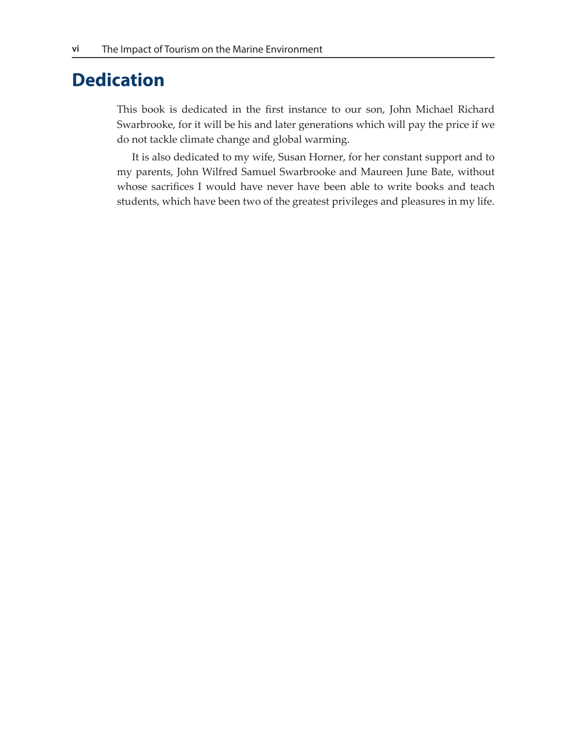# Dedication

This book is dedicated in the first instance to our son, John Michael Richard Swarbrooke, for it will be his and later generations which will pay the price if we do not tackle climate change and global warming.

It is also dedicated to my wife, Susan Horner, for her constant support and to my parents, John Wilfred Samuel Swarbrooke and Maureen June Bate, without whose sacrifices I would have never have been able to write books and teach students, which have been two of the greatest privileges and pleasures in my life.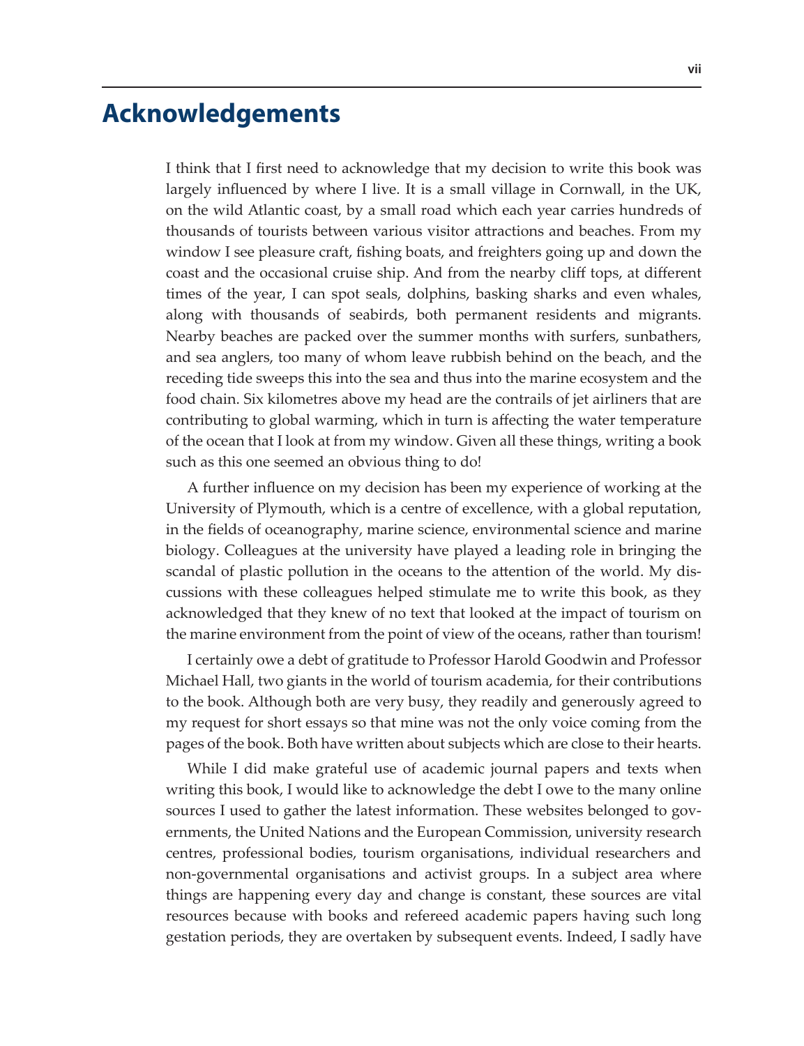# Acknowledgements

I think that I first need to acknowledge that my decision to write this book was largely influenced by where I live. It is a small village in Cornwall, in the UK, on the wild Atlantic coast, by a small road which each year carries hundreds of thousands of tourists between various visitor attractions and beaches. From my window I see pleasure craft, fishing boats, and freighters going up and down the coast and the occasional cruise ship. And from the nearby cliff tops, at different times of the year, I can spot seals, dolphins, basking sharks and even whales, along with thousands of seabirds, both permanent residents and migrants. Nearby beaches are packed over the summer months with surfers, sunbathers, and sea anglers, too many of whom leave rubbish behind on the beach, and the receding tide sweeps this into the sea and thus into the marine ecosystem and the food chain. Six kilometres above my head are the contrails of jet airliners that are contributing to global warming, which in turn is affecting the water temperature of the ocean that I look at from my window. Given all these things, writing a book such as this one seemed an obvious thing to do!

A further influence on my decision has been my experience of working at the University of Plymouth, which is a centre of excellence, with a global reputation, in the fields of oceanography, marine science, environmental science and marine biology. Colleagues at the university have played a leading role in bringing the scandal of plastic pollution in the oceans to the attention of the world. My discussions with these colleagues helped stimulate me to write this book, as they acknowledged that they knew of no text that looked at the impact of tourism on the marine environment from the point of view of the oceans, rather than tourism!

I certainly owe a debt of gratitude to Professor Harold Goodwin and Professor Michael Hall, two giants in the world of tourism academia, for their contributions to the book. Although both are very busy, they readily and generously agreed to my request for short essays so that mine was not the only voice coming from the pages of the book. Both have written about subjects which are close to their hearts.

While I did make grateful use of academic journal papers and texts when writing this book, I would like to acknowledge the debt I owe to the many online sources I used to gather the latest information. These websites belonged to governments, the United Nations and the European Commission, university research centres, professional bodies, tourism organisations, individual researchers and non-governmental organisations and activist groups. In a subject area where things are happening every day and change is constant, these sources are vital resources because with books and refereed academic papers having such long gestation periods, they are overtaken by subsequent events. Indeed, I sadly have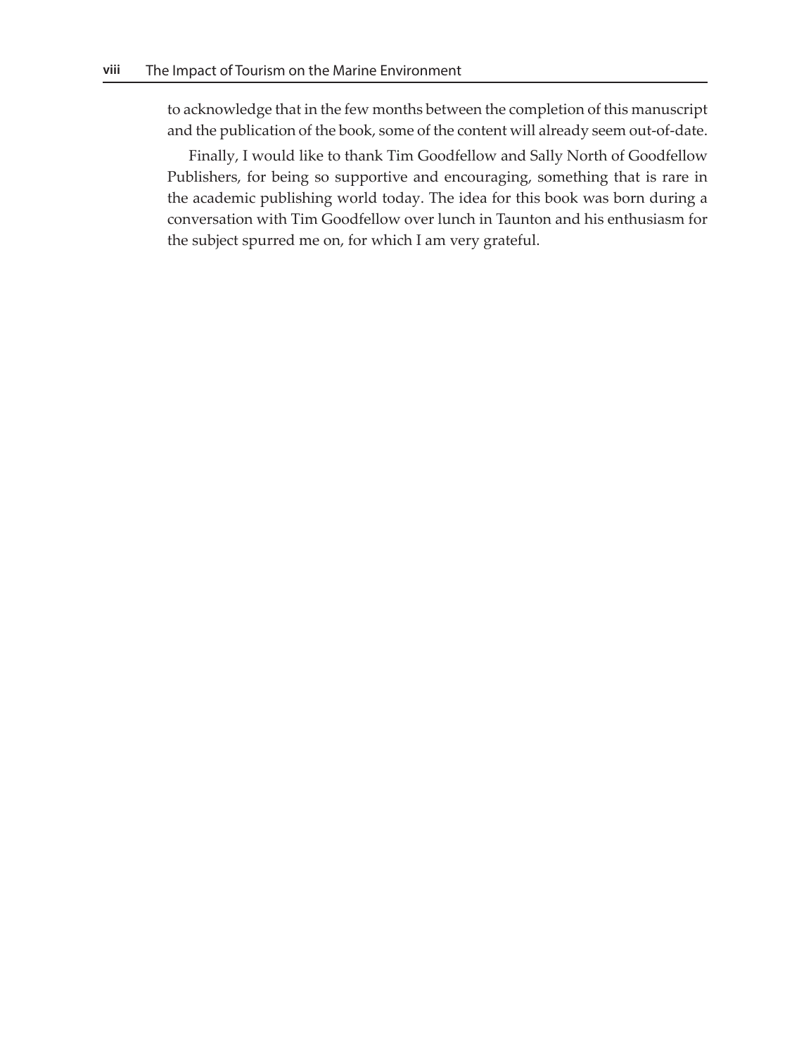to acknowledge that in the few months between the completion of this manuscript and the publication of the book, some of the content will already seem out-of-date.

Finally, I would like to thank Tim Goodfellow and Sally North of Goodfellow Publishers, for being so supportive and encouraging, something that is rare in the academic publishing world today. The idea for this book was born during a conversation with Tim Goodfellow over lunch in Taunton and his enthusiasm for the subject spurred me on, for which I am very grateful.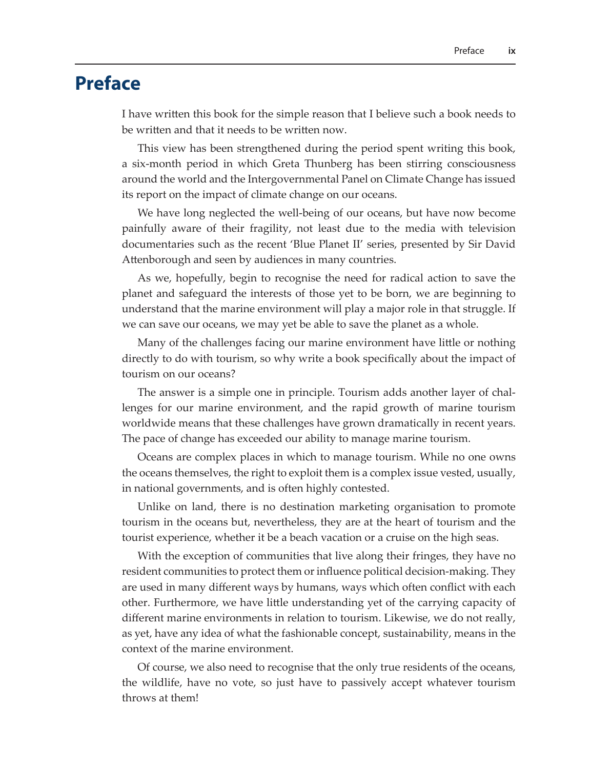# Preface

I have written this book for the simple reason that I believe such a book needs to be written and that it needs to be written now.

This view has been strengthened during the period spent writing this book, a six-month period in which Greta Thunberg has been stirring consciousness around the world and the Intergovernmental Panel on Climate Change has issued its report on the impact of climate change on our oceans.

We have long neglected the well-being of our oceans, but have now become painfully aware of their fragility, not least due to the media with television documentaries such as the recent 'Blue Planet II' series, presented by Sir David Attenborough and seen by audiences in many countries.

As we, hopefully, begin to recognise the need for radical action to save the planet and safeguard the interests of those yet to be born, we are beginning to understand that the marine environment will play a major role in that struggle. If we can save our oceans, we may yet be able to save the planet as a whole.

Many of the challenges facing our marine environment have little or nothing directly to do with tourism, so why write a book specifically about the impact of tourism on our oceans?

The answer is a simple one in principle. Tourism adds another layer of challenges for our marine environment, and the rapid growth of marine tourism worldwide means that these challenges have grown dramatically in recent years. The pace of change has exceeded our ability to manage marine tourism.

Oceans are complex places in which to manage tourism. While no one owns the oceans themselves, the right to exploit them is a complex issue vested, usually, in national governments, and is often highly contested.

Unlike on land, there is no destination marketing organisation to promote tourism in the oceans but, nevertheless, they are at the heart of tourism and the tourist experience, whether it be a beach vacation or a cruise on the high seas.

With the exception of communities that live along their fringes, they have no resident communities to protect them or influence political decision-making. They are used in many different ways by humans, ways which often conflict with each other. Furthermore, we have little understanding yet of the carrying capacity of different marine environments in relation to tourism. Likewise, we do not really, as yet, have any idea of what the fashionable concept, sustainability, means in the context of the marine environment.

Of course, we also need to recognise that the only true residents of the oceans, the wildlife, have no vote, so just have to passively accept whatever tourism throws at them!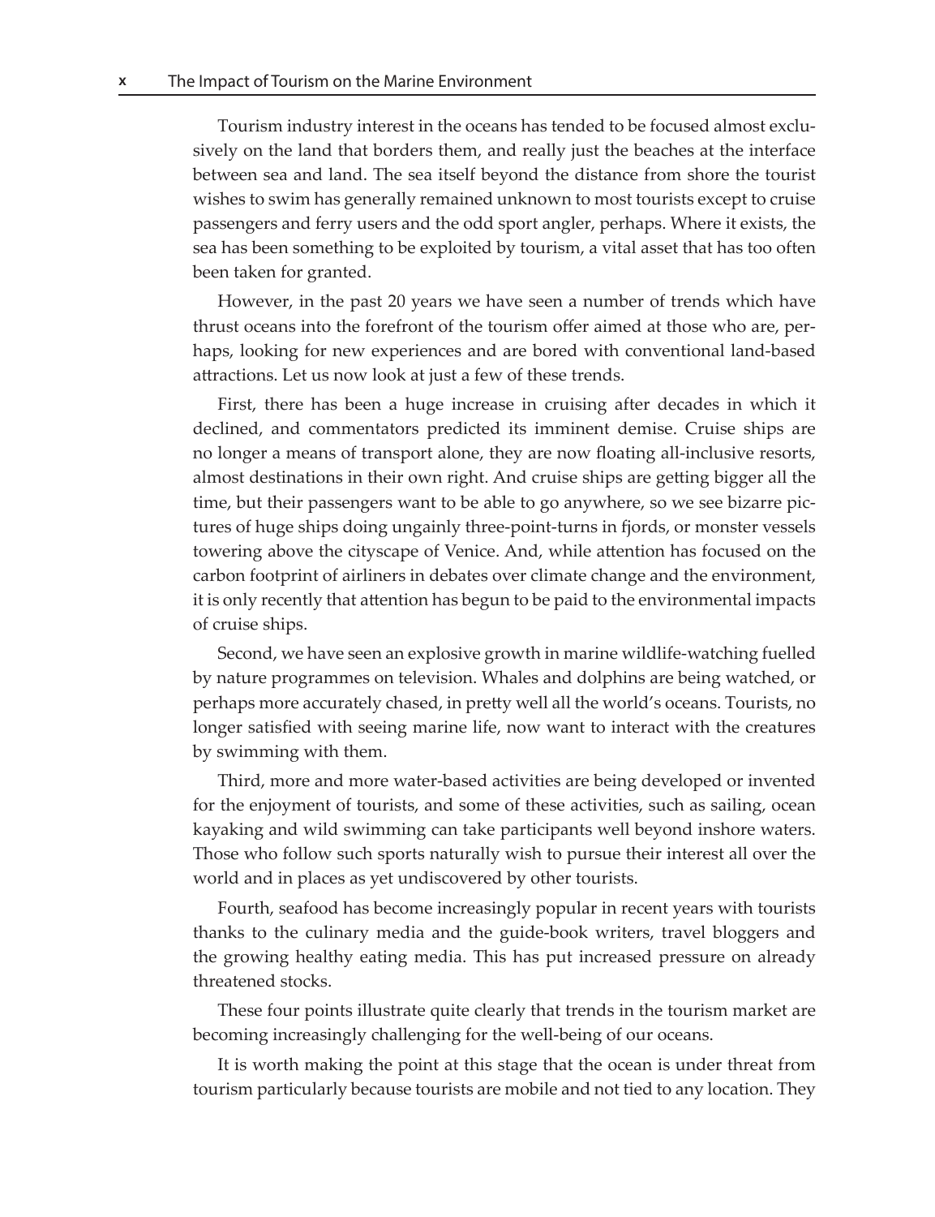Tourism industry interest in the oceans has tended to be focused almost exclusively on the land that borders them, and really just the beaches at the interface between sea and land. The sea itself beyond the distance from shore the tourist wishes to swim has generally remained unknown to most tourists except to cruise passengers and ferry users and the odd sport angler, perhaps. Where it exists, the sea has been something to be exploited by tourism, a vital asset that has too often been taken for granted.

However, in the past 20 years we have seen a number of trends which have thrust oceans into the forefront of the tourism offer aimed at those who are, perhaps, looking for new experiences and are bored with conventional land-based attractions. Let us now look at just a few of these trends.

First, there has been a huge increase in cruising after decades in which it declined, and commentators predicted its imminent demise. Cruise ships are no longer a means of transport alone, they are now floating all-inclusive resorts, almost destinations in their own right. And cruise ships are getting bigger all the time, but their passengers want to be able to go anywhere, so we see bizarre pictures of huge ships doing ungainly three-point-turns in fjords, or monster vessels towering above the cityscape of Venice. And, while attention has focused on the carbon footprint of airliners in debates over climate change and the environment, it is only recently that attention has begun to be paid to the environmental impacts of cruise ships.

Second, we have seen an explosive growth in marine wildlife-watching fuelled by nature programmes on television. Whales and dolphins are being watched, or perhaps more accurately chased, in pretty well all the world's oceans. Tourists, no longer satisfied with seeing marine life, now want to interact with the creatures by swimming with them.

Third, more and more water-based activities are being developed or invented for the enjoyment of tourists, and some of these activities, such as sailing, ocean kayaking and wild swimming can take participants well beyond inshore waters. Those who follow such sports naturally wish to pursue their interest all over the world and in places as yet undiscovered by other tourists.

Fourth, seafood has become increasingly popular in recent years with tourists thanks to the culinary media and the guide-book writers, travel bloggers and the growing healthy eating media. This has put increased pressure on already threatened stocks.

These four points illustrate quite clearly that trends in the tourism market are becoming increasingly challenging for the well-being of our oceans.

It is worth making the point at this stage that the ocean is under threat from tourism particularly because tourists are mobile and not tied to any location. They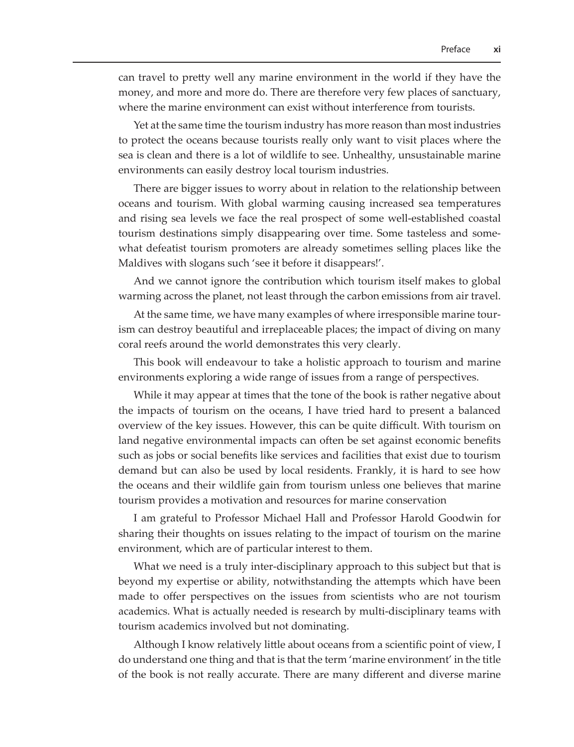can travel to pretty well any marine environment in the world if they have the money, and more and more do. There are therefore very few places of sanctuary, where the marine environment can exist without interference from tourists.

Yet at the same time the tourism industry has more reason than most industries to protect the oceans because tourists really only want to visit places where the sea is clean and there is a lot of wildlife to see. Unhealthy, unsustainable marine environments can easily destroy local tourism industries.

There are bigger issues to worry about in relation to the relationship between oceans and tourism. With global warming causing increased sea temperatures and rising sea levels we face the real prospect of some well-established coastal tourism destinations simply disappearing over time. Some tasteless and somewhat defeatist tourism promoters are already sometimes selling places like the Maldives with slogans such 'see it before it disappears!'.

And we cannot ignore the contribution which tourism itself makes to global warming across the planet, not least through the carbon emissions from air travel.

At the same time, we have many examples of where irresponsible marine tourism can destroy beautiful and irreplaceable places; the impact of diving on many coral reefs around the world demonstrates this very clearly.

This book will endeavour to take a holistic approach to tourism and marine environments exploring a wide range of issues from a range of perspectives.

While it may appear at times that the tone of the book is rather negative about the impacts of tourism on the oceans, I have tried hard to present a balanced overview of the key issues. However, this can be quite difficult. With tourism on land negative environmental impacts can often be set against economic benefits such as jobs or social benefits like services and facilities that exist due to tourism demand but can also be used by local residents. Frankly, it is hard to see how the oceans and their wildlife gain from tourism unless one believes that marine tourism provides a motivation and resources for marine conservation

I am grateful to Professor Michael Hall and Professor Harold Goodwin for sharing their thoughts on issues relating to the impact of tourism on the marine environment, which are of particular interest to them.

What we need is a truly inter-disciplinary approach to this subject but that is beyond my expertise or ability, notwithstanding the attempts which have been made to offer perspectives on the issues from scientists who are not tourism academics. What is actually needed is research by multi-disciplinary teams with tourism academics involved but not dominating.

Although I know relatively little about oceans from a scientific point of view, I do understand one thing and that is that the term 'marine environment' in the title of the book is not really accurate. There are many different and diverse marine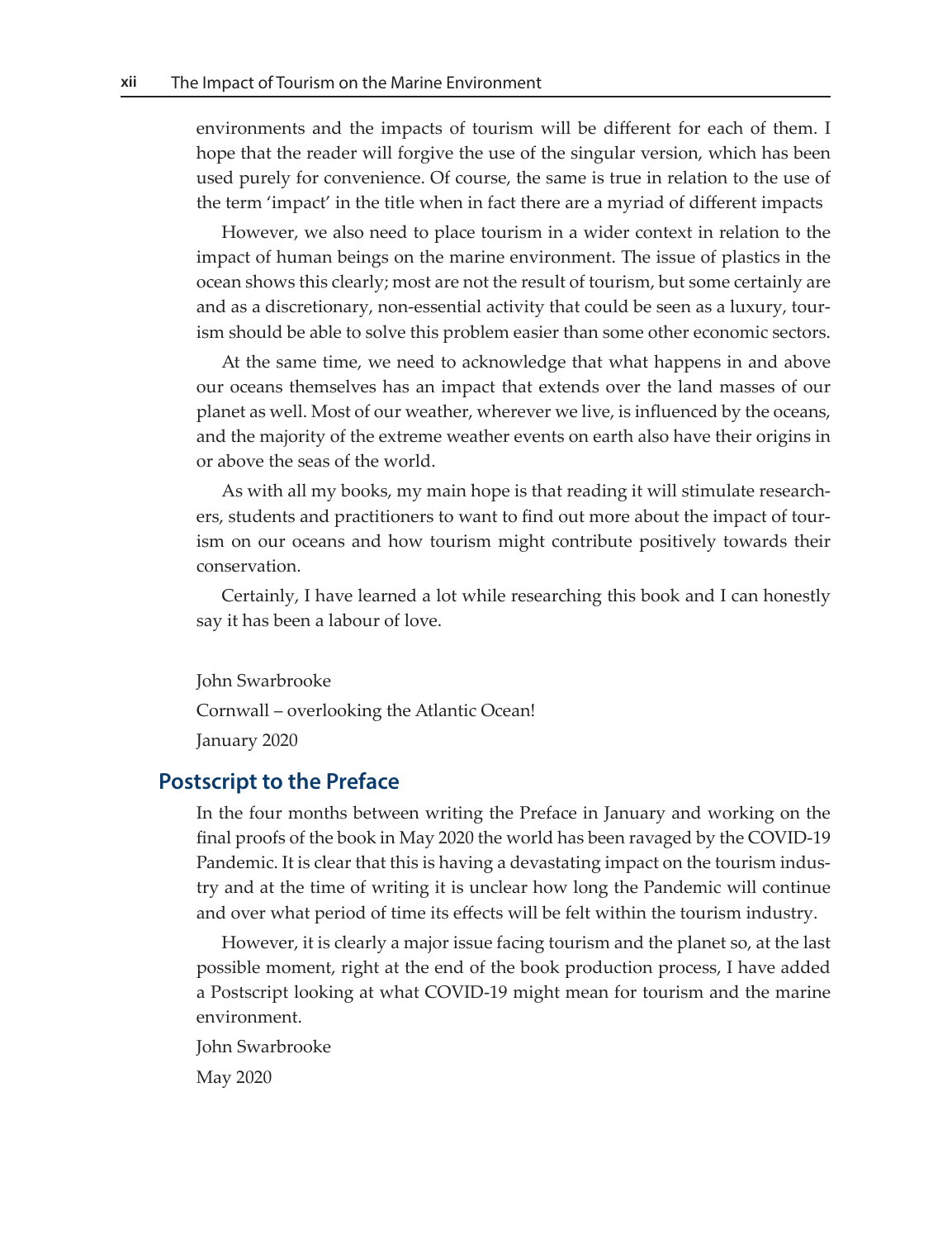environments and the impacts of tourism will be different for each of them. I hope that the reader will forgive the use of the singular version, which has been used purely for convenience. Of course, the same is true in relation to the use of the term 'impact' in the title when in fact there are a myriad of different impacts

However, we also need to place tourism in a wider context in relation to the impact of human beings on the marine environment. The issue of plastics in the ocean shows this clearly; most are not the result of tourism, but some certainly are and as a discretionary, non-essential activity that could be seen as a luxury, tourism should be able to solve this problem easier than some other economic sectors.

At the same time, we need to acknowledge that what happens in and above our oceans themselves has an impact that extends over the land masses of our planet as well. Most of our weather, wherever we live, is influenced by the oceans, and the majority of the extreme weather events on earth also have their origins in or above the seas of the world.

As with all my books, my main hope is that reading it will stimulate researchers, students and practitioners to want to find out more about the impact of tourism on our oceans and how tourism might contribute positively towards their conservation.

Certainly, I have learned a lot while researching this book and I can honestly say it has been a labour of love.

John Swarbrooke

Cornwall – overlooking the Atlantic Ocean!

January 2020

## Postscript to the Preface

In the four months between writing the Preface in January and working on the final proofs of the book in May 2020 the world has been ravaged by the COVID-19 Pandemic. It is clear that this is having a devastating impact on the tourism industry and at the time of writing it is unclear how long the Pandemic will continue and over what period of time its effects will be felt within the tourism industry.

However, it is clearly a major issue facing tourism and the planet so, at the last possible moment, right at the end of the book production process, I have added a Postscript looking at what COVID-19 might mean for tourism and the marine environment.

John Swarbrooke

May 2020